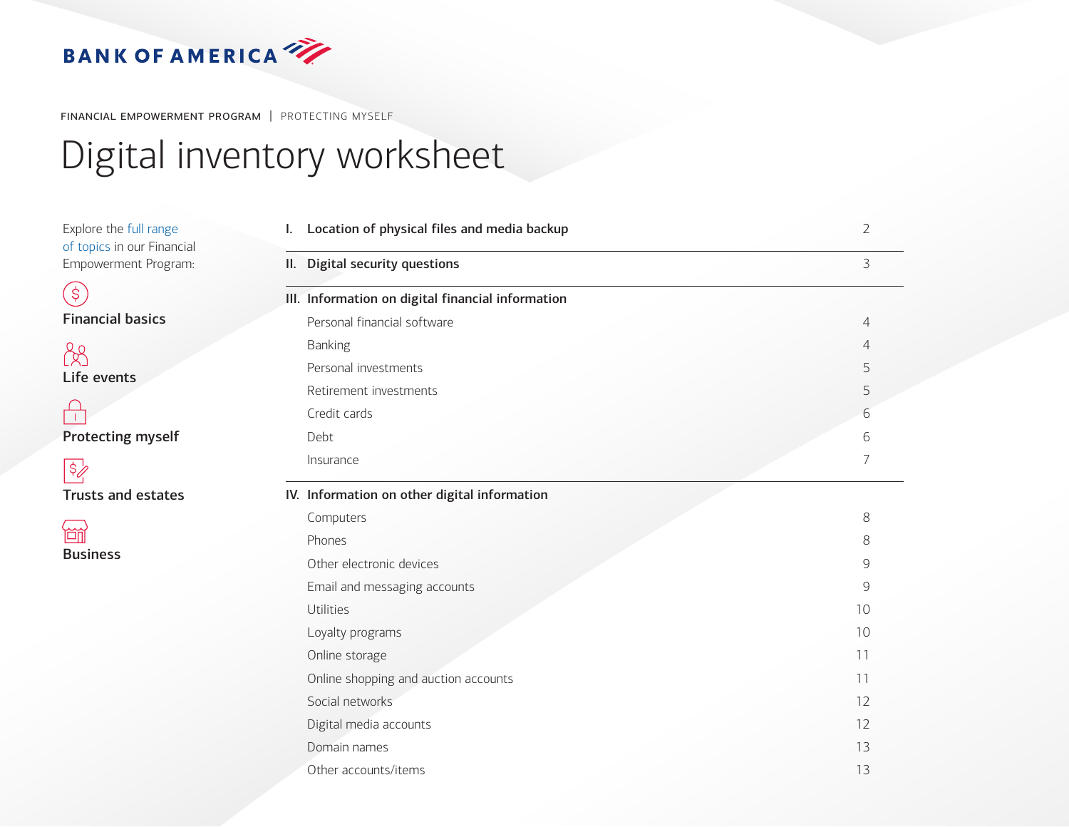BANK OF AMERICA

FINANCIAL EMPOWERMENT PROGRAM | PROTECTING MYSELF

# Digital inventory worksheet

Explore the full range of topics in our Financial Empowerment Program:

**Financial basics**

**Life events**

**Protecting myself**

**Trusts and estates**

**Business**

| | |
|---|---|
| **I. Location of physical files and media backup** | 2 |
| **II. Digital security questions** | 3 |
| **III. Information on digital financial information** | |
| Personal financial software | 4 |
| Banking | 4 |
| Personal investments | 5 |
| Retirement investments | 5 |
| Credit cards | 6 |
| Debt | 6 |
| Insurance | 7 |
| **IV. Information on other digital information** | |
| Computers | 8 |
| Phones | 8 |
| Other electronic devices | 9 |
| Email and messaging accounts | 9 |
| Utilities | 10 |
| Loyalty programs | 10 |
| Online storage | 11 |
| Online shopping and auction accounts | 11 |
| Social networks | 12 |
| Digital media accounts | 12 |
| Domain names | 13 |
| Other accounts/items | 13 |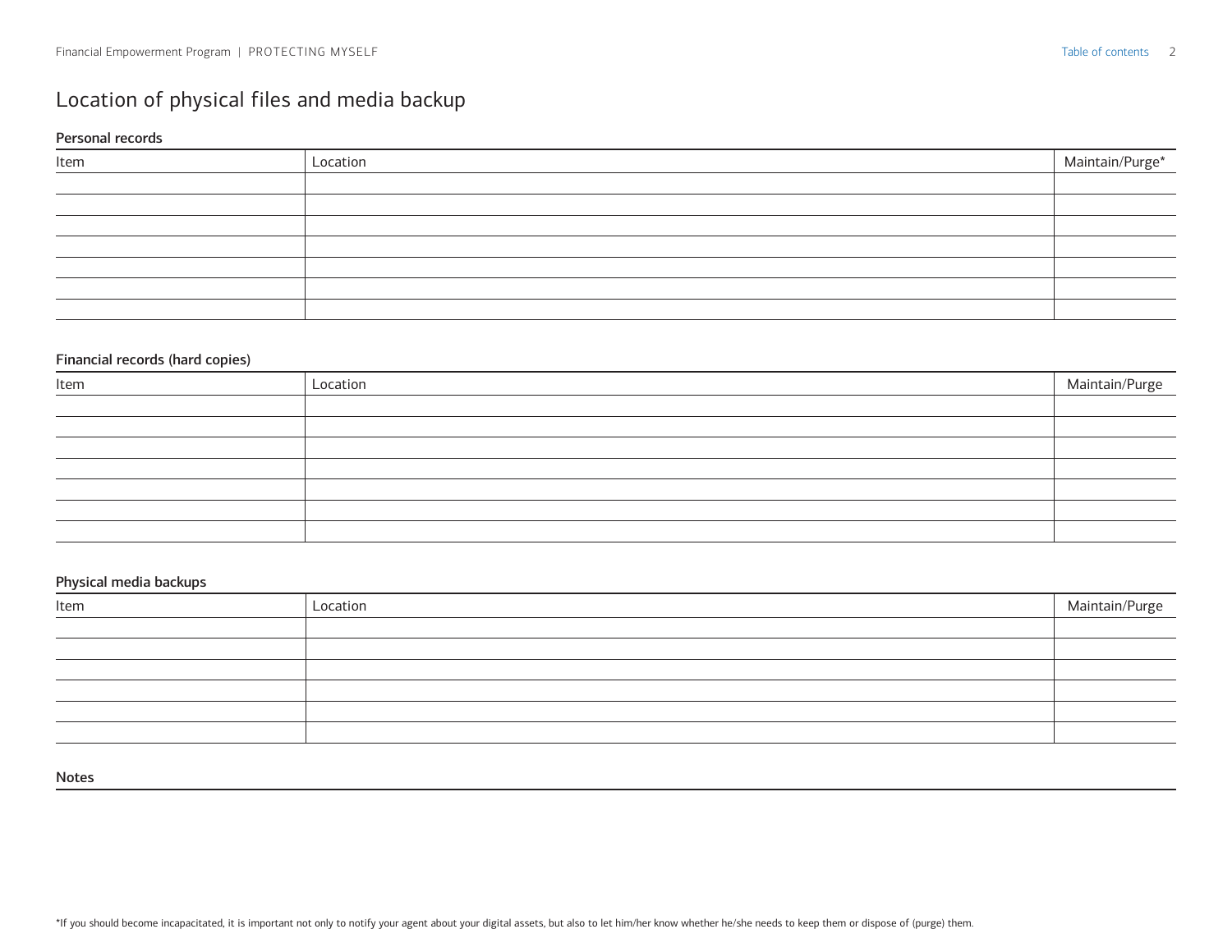# Location of physical files and media backup

### Personal records

| Item | Location | Maintain/Purge* |
|---|---|---|
| | | |
| | | |
| | | |
| | | |
| | | |
| | | |
| | | |

### Financial records (hard copies)

| Item | Location | Maintain/Purge |
|---|---|---|
| | | |
| | | |
| | | |
| | | |
| | | |
| | | |
| | | |

### Physical media backups

| Item | Location | Maintain/Purge |
|---|---|---|
| | | |
| | | |
| | | |
| | | |
| | | |
| | | |

### Notes

*If you should become incapacitated, it is important not only to notify your agent about your digital assets, but also to let him/her know whether he/she needs to keep them or dispose of (purge) them.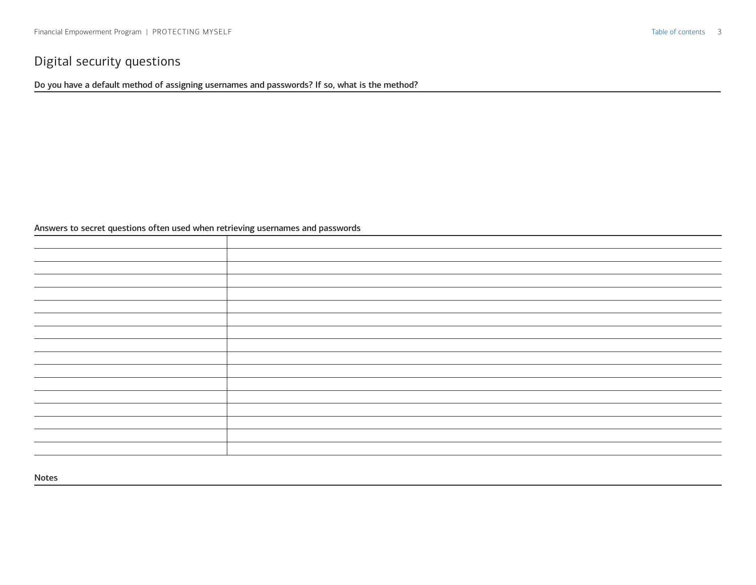# Digital security questions

**Do you have a default method of assigning usernames and passwords? If so, what is the method?**

**Answers to secret questions often used when retrieving usernames and passwords**

| | |
|---|---|
| | |
| | |
| | |
| | |
| | |
| | |
| | |
| | |
| | |
| | |
| | |
| | |
| | |
| | |
| | |
| | |

**Notes**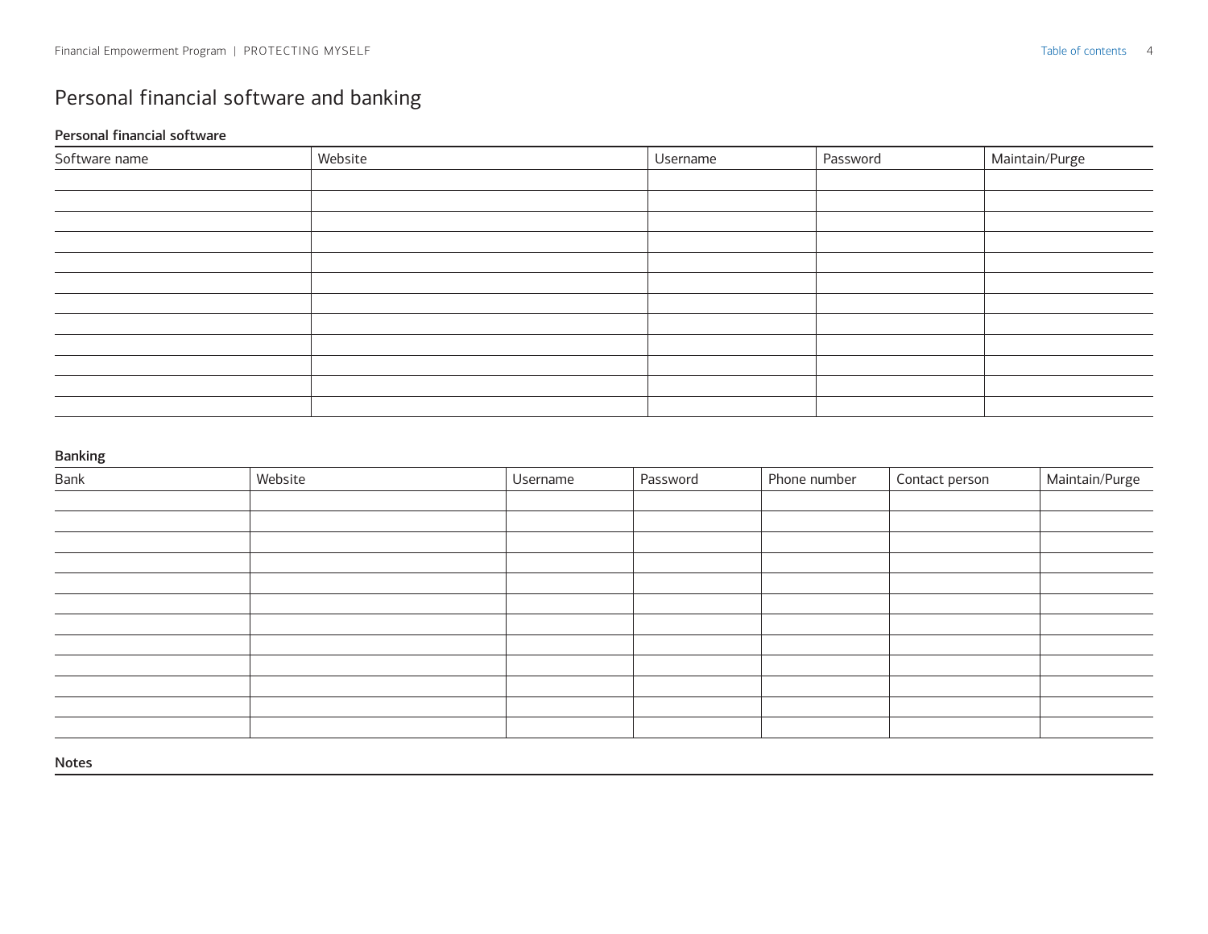# Personal financial software and banking

### Personal financial software

| Software name | Website | Username | Password | Maintain/Purge |
|---|---|---|---|---|
| | | | | |
| | | | | |
| | | | | |
| | | | | |
| | | | | |
| | | | | |
| | | | | |
| | | | | |
| | | | | |
| | | | | |
| | | | | |
| | | | | |

### Banking

| Bank | Website | Username | Password | Phone number | Contact person | Maintain/Purge |
|---|---|---|---|---|---|---|
| | | | | | | |
| | | | | | | |
| | | | | | | |
| | | | | | | |
| | | | | | | |
| | | | | | | |
| | | | | | | |
| | | | | | | |
| | | | | | | |
| | | | | | | |
| | | | | | | |
| | | | | | | |

### Notes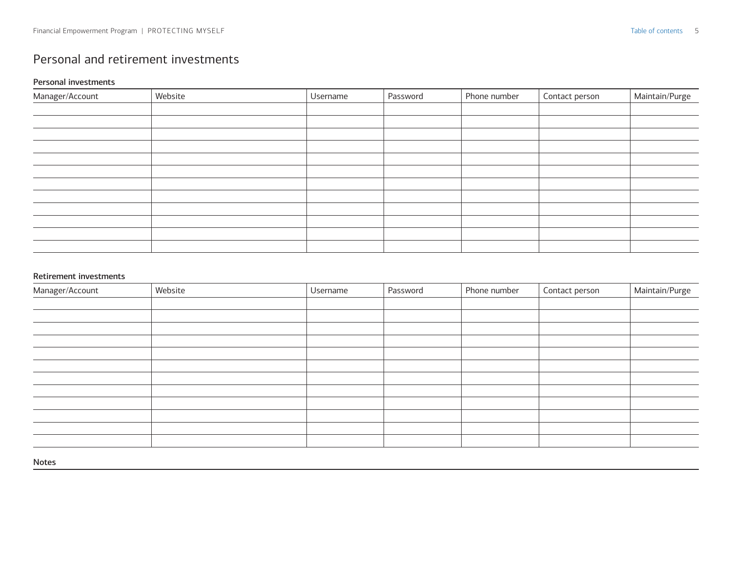# Personal and retirement investments

**Personal investments**

| Manager/Account | Website | Username | Password | Phone number | Contact person | Maintain/Purge |
|---|---|---|---|---|---|---|
| | | | | | | |
| | | | | | | |
| | | | | | | |
| | | | | | | |
| | | | | | | |
| | | | | | | |
| | | | | | | |
| | | | | | | |
| | | | | | | |
| | | | | | | |
| | | | | | | |
| | | | | | | |

**Retirement investments**

| Manager/Account | Website | Username | Password | Phone number | Contact person | Maintain/Purge |
|---|---|---|---|---|---|---|
| | | | | | | |
| | | | | | | |
| | | | | | | |
| | | | | | | |
| | | | | | | |
| | | | | | | |
| | | | | | | |
| | | | | | | |
| | | | | | | |
| | | | | | | |
| | | | | | | |
| | | | | | | |

**Notes**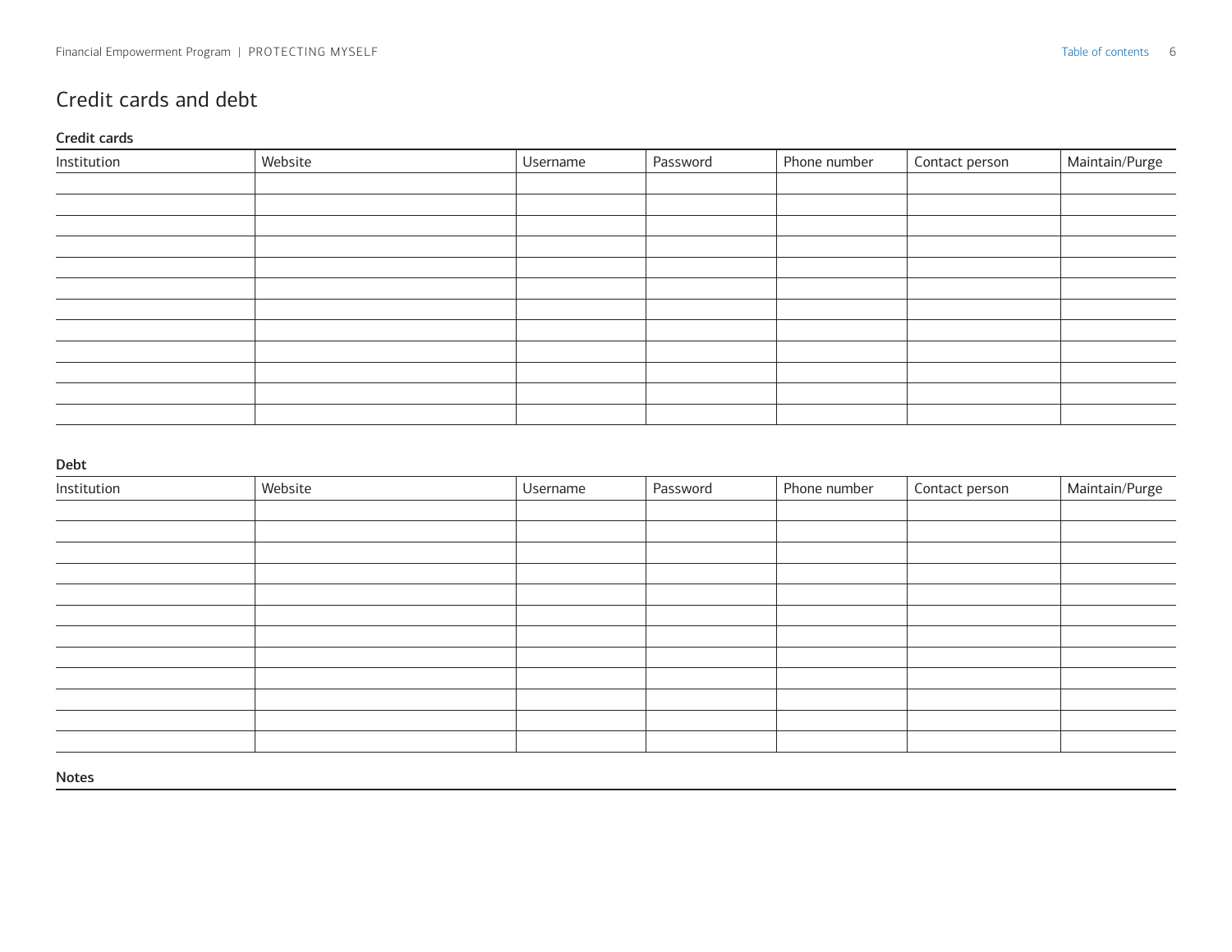# Credit cards and debt

**Credit cards**

| Institution | Website | Username | Password | Phone number | Contact person | Maintain/Purge |
|---|---|---|---|---|---|---|
| | | | | | | |
| | | | | | | |
| | | | | | | |
| | | | | | | |
| | | | | | | |
| | | | | | | |
| | | | | | | |
| | | | | | | |
| | | | | | | |
| | | | | | | |
| | | | | | | |
| | | | | | | |

**Debt**

| Institution | Website | Username | Password | Phone number | Contact person | Maintain/Purge |
|---|---|---|---|---|---|---|
| | | | | | | |
| | | | | | | |
| | | | | | | |
| | | | | | | |
| | | | | | | |
| | | | | | | |
| | | | | | | |
| | | | | | | |
| | | | | | | |
| | | | | | | |
| | | | | | | |
| | | | | | | |

**Notes**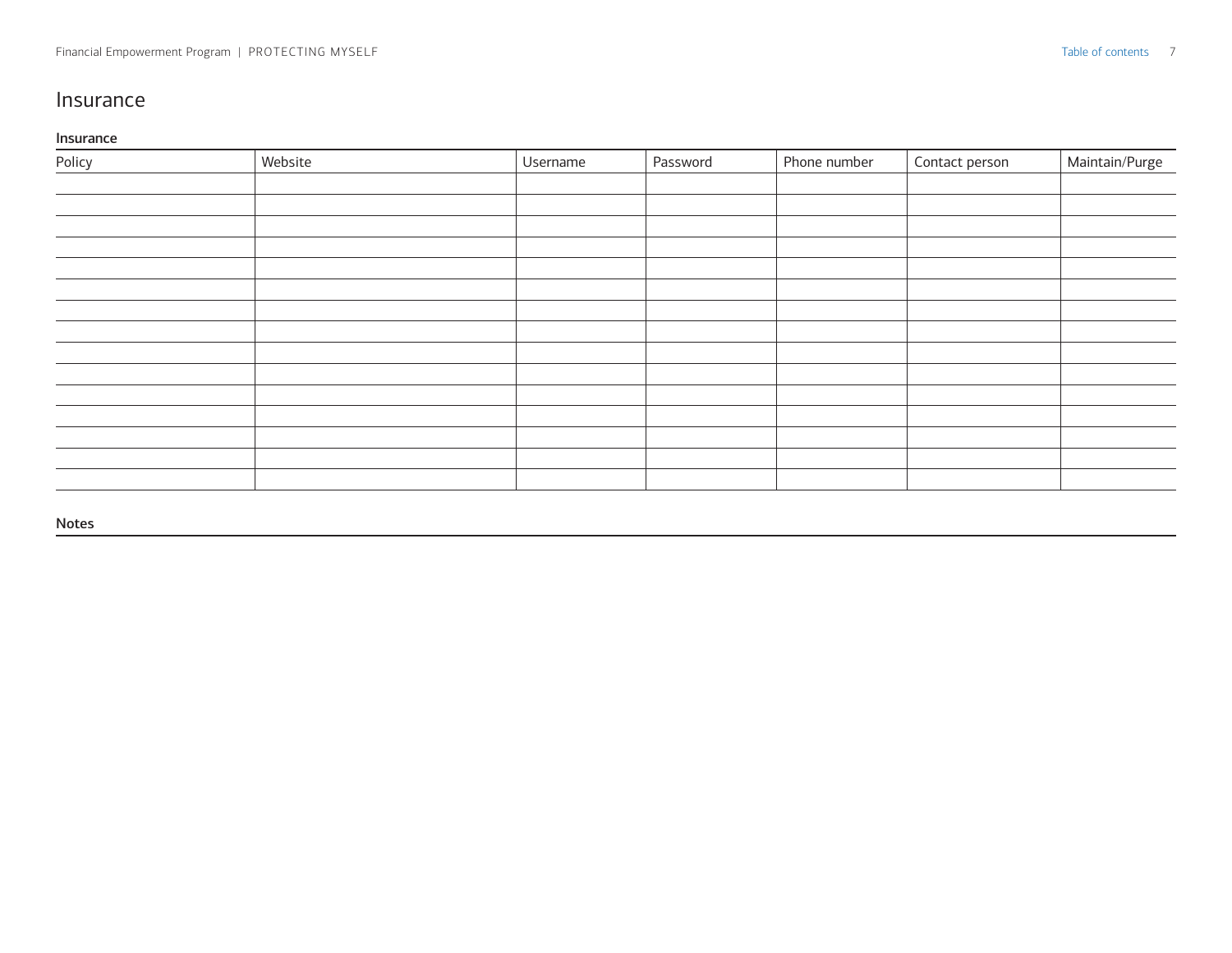# Insurance

**Insurance**

| Policy | Website | Username | Password | Phone number | Contact person | Maintain/Purge |
|---|---|---|---|---|---|---|
| | | | | | | |
| | | | | | | |
| | | | | | | |
| | | | | | | |
| | | | | | | |
| | | | | | | |
| | | | | | | |
| | | | | | | |
| | | | | | | |
| | | | | | | |
| | | | | | | |
| | | | | | | |
| | | | | | | |
| | | | | | | |
| | | | | | | |

**Notes**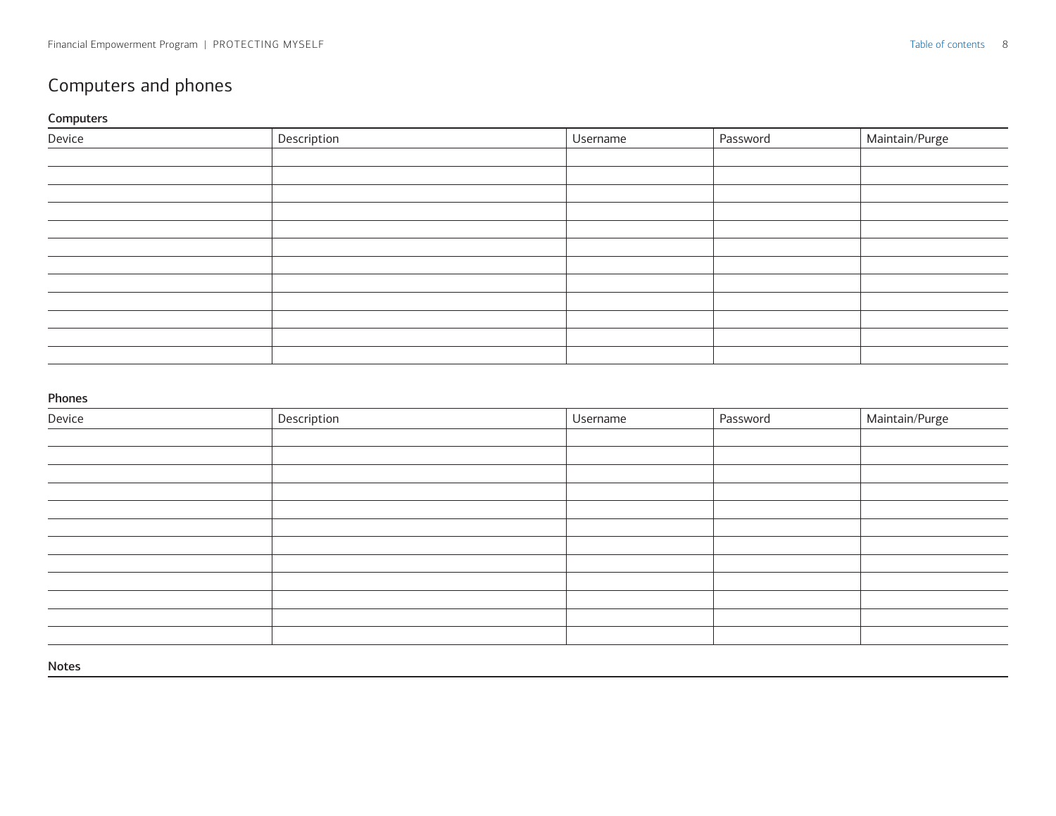# Computers and phones

### Computers

| Device | Description | Username | Password | Maintain/Purge |
|---|---|---|---|---|
| | | | | |
| | | | | |
| | | | | |
| | | | | |
| | | | | |
| | | | | |
| | | | | |
| | | | | |
| | | | | |
| | | | | |
| | | | | |
| | | | | |

### Phones

| Device | Description | Username | Password | Maintain/Purge |
|---|---|---|---|---|
| | | | | |
| | | | | |
| | | | | |
| | | | | |
| | | | | |
| | | | | |
| | | | | |
| | | | | |
| | | | | |
| | | | | |
| | | | | |
| | | | | |

### Notes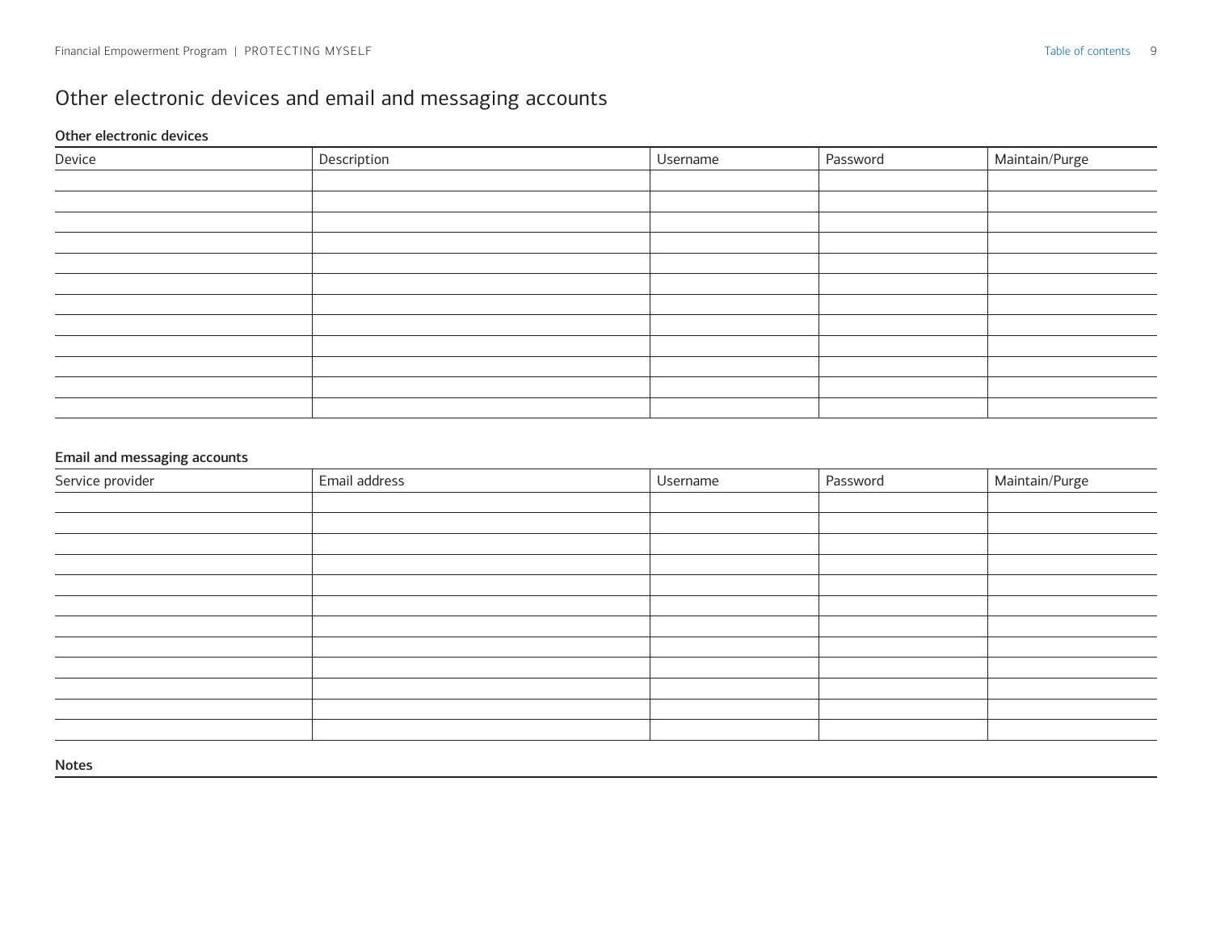# Other electronic devices and email and messaging accounts

**Other electronic devices**

| Device | Description | Username | Password | Maintain/Purge |
|---|---|---|---|---|
| | | | | |
| | | | | |
| | | | | |
| | | | | |
| | | | | |
| | | | | |
| | | | | |
| | | | | |
| | | | | |
| | | | | |
| | | | | |
| | | | | |

**Email and messaging accounts**

| Service provider | Email address | Username | Password | Maintain/Purge |
|---|---|---|---|---|
| | | | | |
| | | | | |
| | | | | |
| | | | | |
| | | | | |
| | | | | |
| | | | | |
| | | | | |
| | | | | |
| | | | | |
| | | | | |
| | | | | |

**Notes**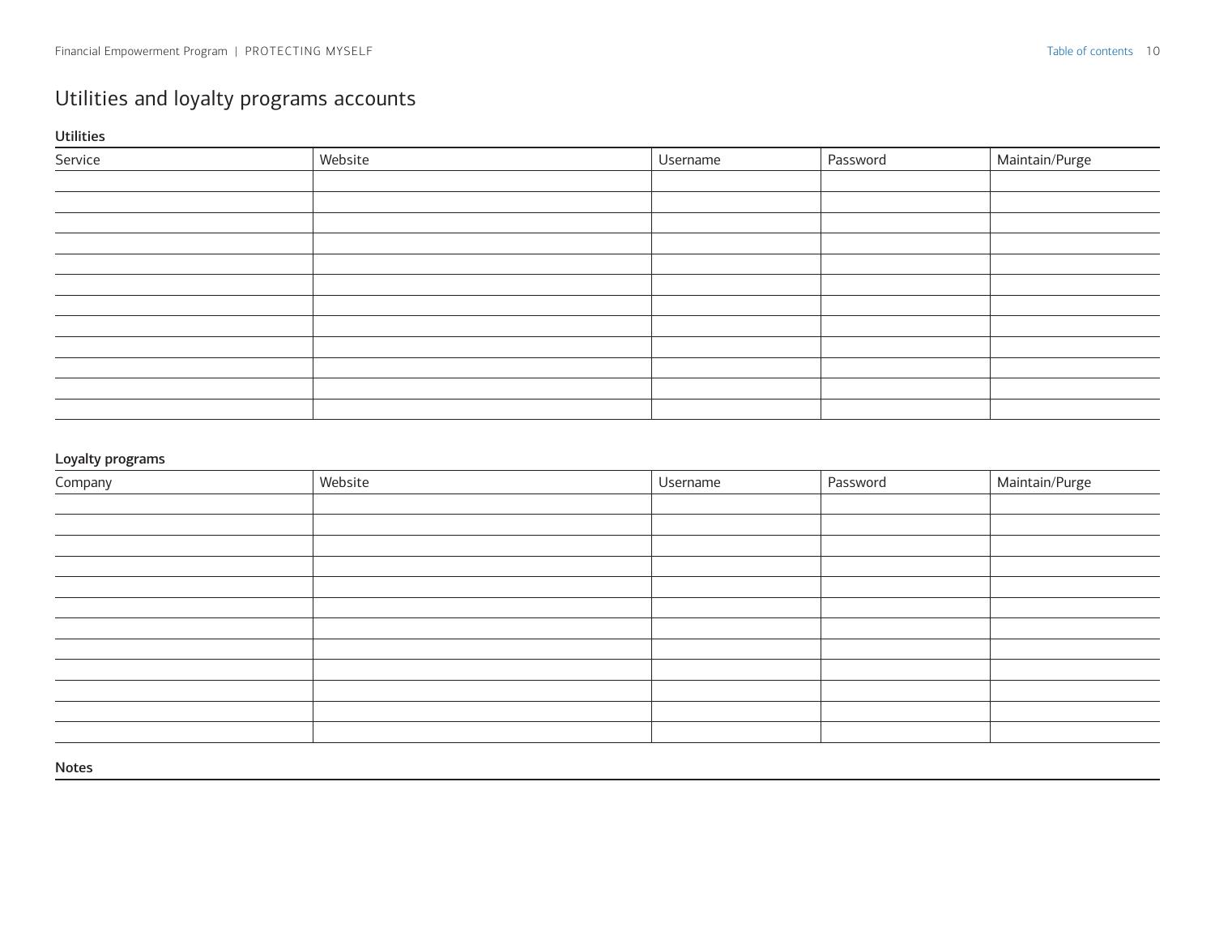# Utilities and loyalty programs accounts

**Utilities**

| Service | Website | Username | Password | Maintain/Purge |
|---|---|---|---|---|
| | | | | |
| | | | | |
| | | | | |
| | | | | |
| | | | | |
| | | | | |
| | | | | |
| | | | | |
| | | | | |
| | | | | |
| | | | | |
| | | | | |

**Loyalty programs**

| Company | Website | Username | Password | Maintain/Purge |
|---|---|---|---|---|
| | | | | |
| | | | | |
| | | | | |
| | | | | |
| | | | | |
| | | | | |
| | | | | |
| | | | | |
| | | | | |
| | | | | |
| | | | | |
| | | | | |

**Notes**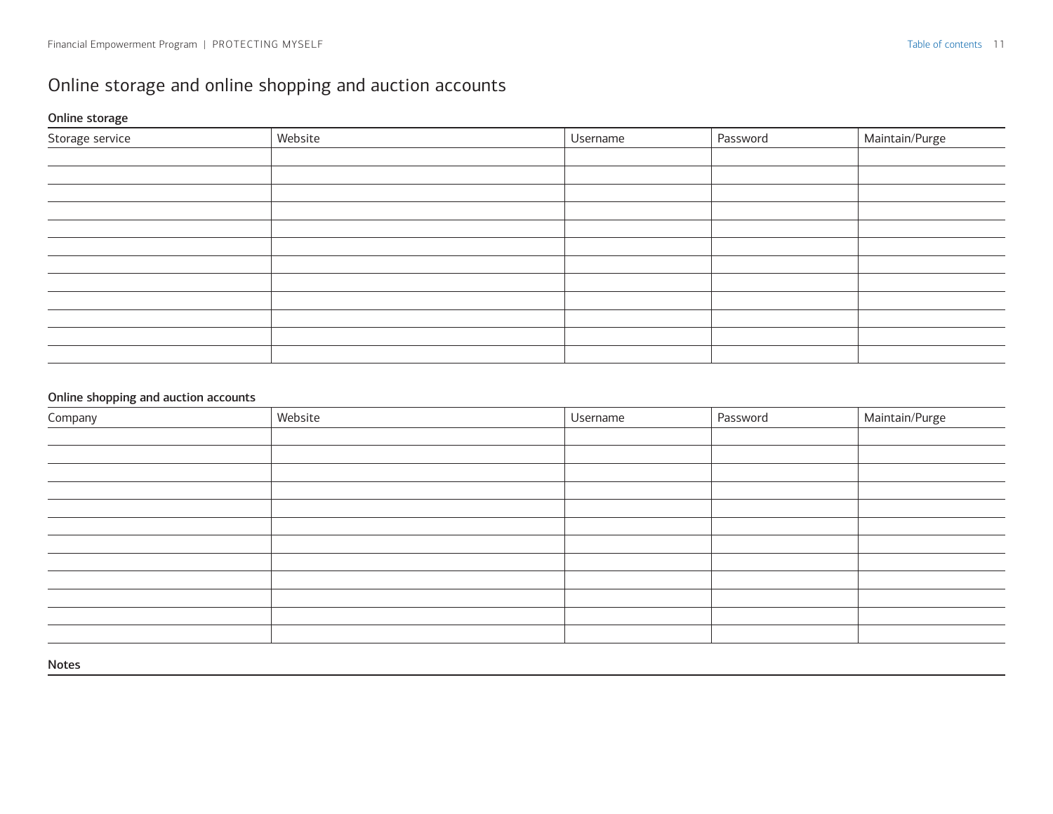# Online storage and online shopping and auction accounts

### Online storage

| Storage service | Website | Username | Password | Maintain/Purge |
|---|---|---|---|---|
| | | | | |
| | | | | |
| | | | | |
| | | | | |
| | | | | |
| | | | | |
| | | | | |
| | | | | |
| | | | | |
| | | | | |
| | | | | |
| | | | | |

### Online shopping and auction accounts

| Company | Website | Username | Password | Maintain/Purge |
|---|---|---|---|---|
| | | | | |
| | | | | |
| | | | | |
| | | | | |
| | | | | |
| | | | | |
| | | | | |
| | | | | |
| | | | | |
| | | | | |
| | | | | |
| | | | | |

### Notes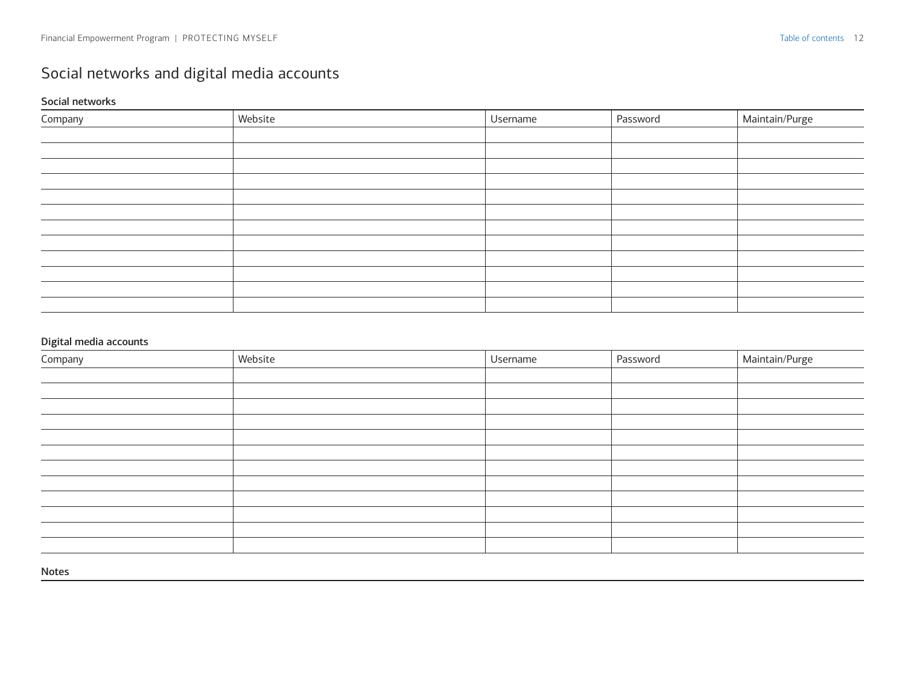# Social networks and digital media accounts

### Social networks

| Company | Website | Username | Password | Maintain/Purge |
|---|---|---|---|---|
| | | | | |
| | | | | |
| | | | | |
| | | | | |
| | | | | |
| | | | | |
| | | | | |
| | | | | |
| | | | | |
| | | | | |
| | | | | |
| | | | | |

### Digital media accounts

| Company | Website | Username | Password | Maintain/Purge |
|---|---|---|---|---|
| | | | | |
| | | | | |
| | | | | |
| | | | | |
| | | | | |
| | | | | |
| | | | | |
| | | | | |
| | | | | |
| | | | | |
| | | | | |
| | | | | |

### Notes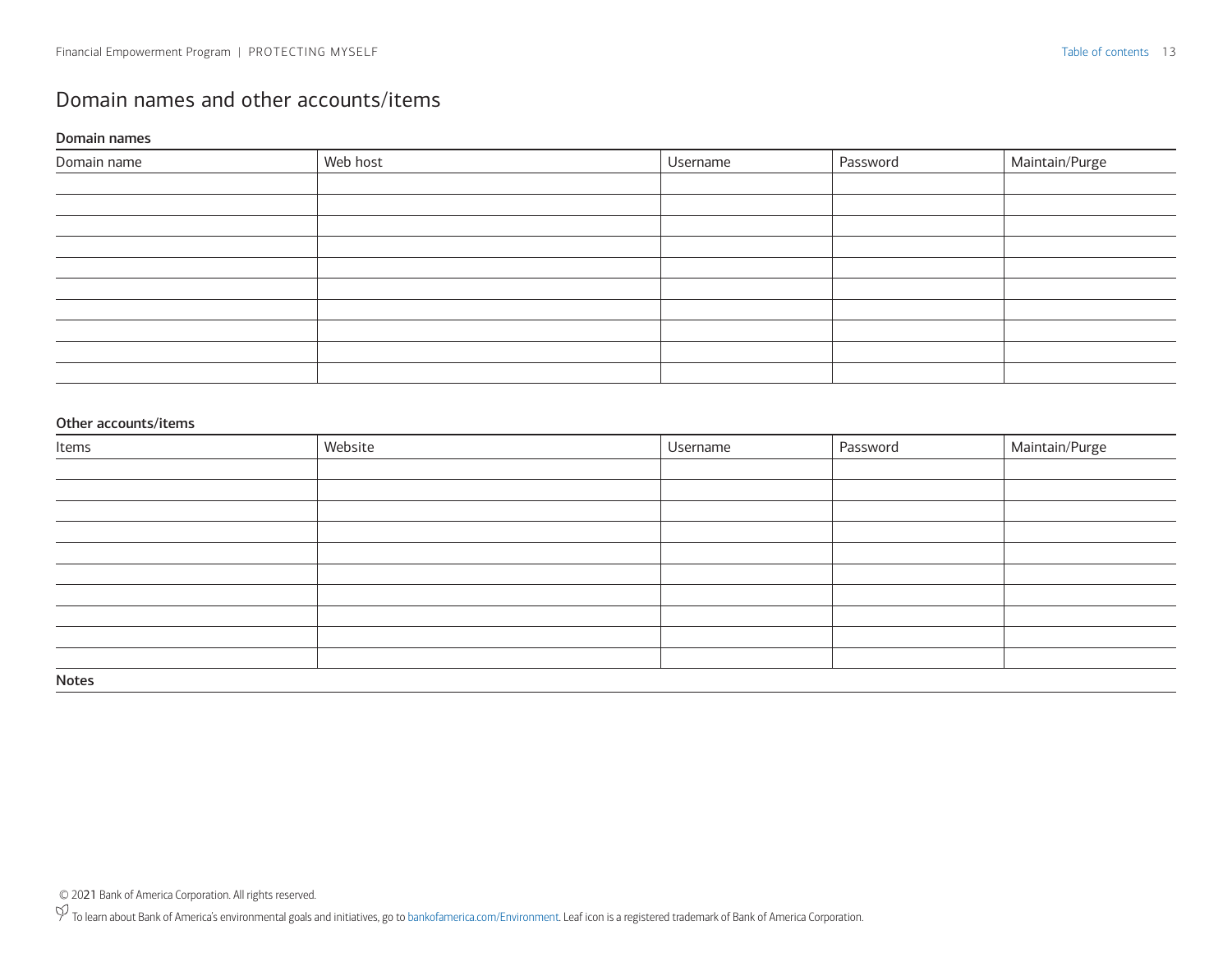# Domain names and other accounts/items

**Domain names**

| Domain name | Web host | Username | Password | Maintain/Purge |
|---|---|---|---|---|
| | | | | |
| | | | | |
| | | | | |
| | | | | |
| | | | | |
| | | | | |
| | | | | |
| | | | | |
| | | | | |
| | | | | |

**Other accounts/items**

| Items | Website | Username | Password | Maintain/Purge |
|---|---|---|---|---|
| | | | | |
| | | | | |
| | | | | |
| | | | | |
| | | | | |
| | | | | |
| | | | | |
| | | | | |
| | | | | |
| | | | | |

**Notes**

© 2021 Bank of America Corporation. All rights reserved.

To learn about Bank of America's environmental goals and initiatives, go to bankofamerica.com/Environment. Leaf icon is a registered trademark of Bank of America Corporation.